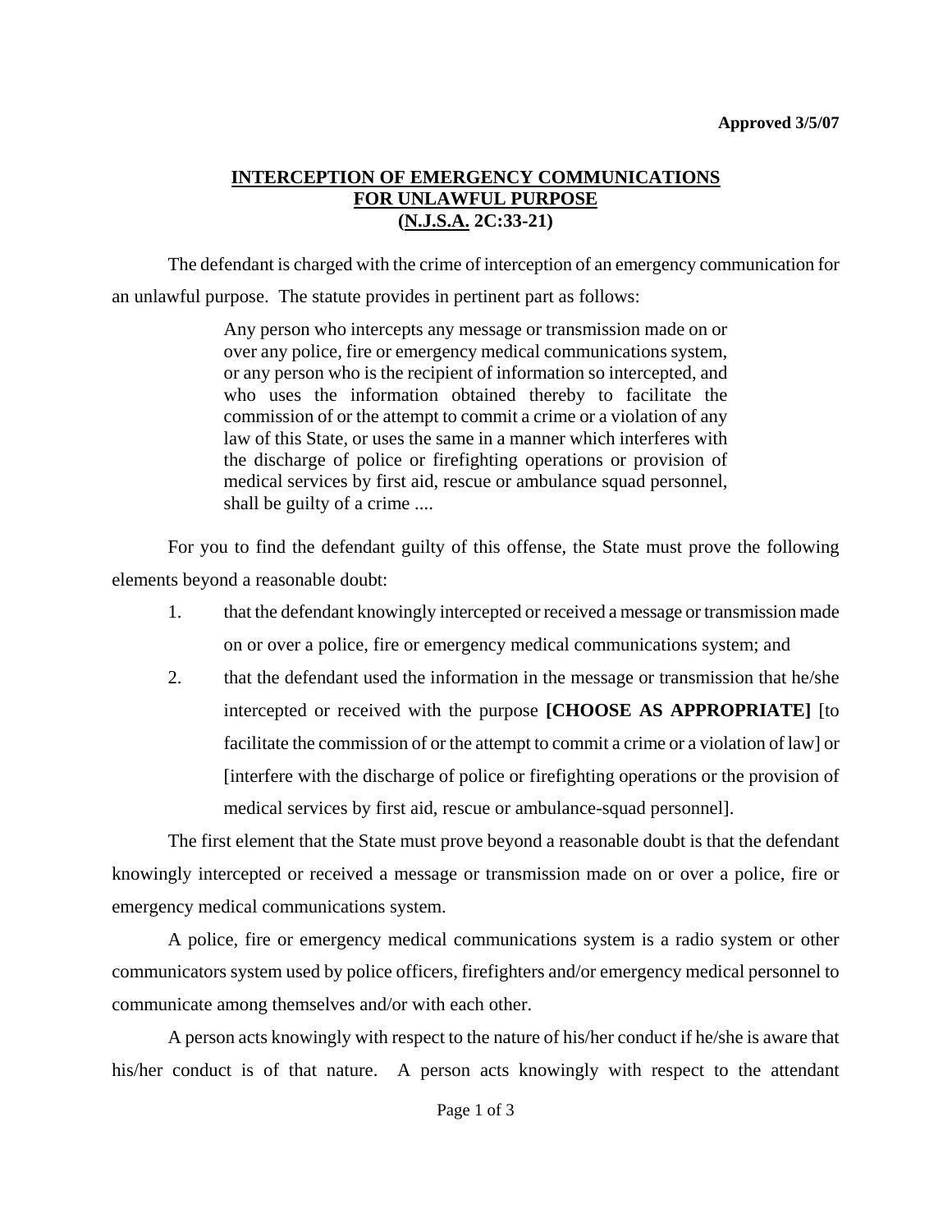**Approved 3/5/07**

# INTERCEPTION OF EMERGENCY COMMUNICATIONS FOR UNLAWFUL PURPOSE (N.J.S.A. 2C:33-21)

The defendant is charged with the crime of interception of an emergency communication for an unlawful purpose. The statute provides in pertinent part as follows:

> Any person who intercepts any message or transmission made on or over any police, fire or emergency medical communications system, or any person who is the recipient of information so intercepted, and who uses the information obtained thereby to facilitate the commission of or the attempt to commit a crime or a violation of any law of this State, or uses the same in a manner which interferes with the discharge of police or firefighting operations or provision of medical services by first aid, rescue or ambulance squad personnel, shall be guilty of a crime ....

For you to find the defendant guilty of this offense, the State must prove the following elements beyond a reasonable doubt:

1. that the defendant knowingly intercepted or received a message or transmission made on or over a police, fire or emergency medical communications system; and
2. that the defendant used the information in the message or transmission that he/she intercepted or received with the purpose **[CHOOSE AS APPROPRIATE]** [to facilitate the commission of or the attempt to commit a crime or a violation of law] or [interfere with the discharge of police or firefighting operations or the provision of medical services by first aid, rescue or ambulance-squad personnel].

The first element that the State must prove beyond a reasonable doubt is that the defendant knowingly intercepted or received a message or transmission made on or over a police, fire or emergency medical communications system.

A police, fire or emergency medical communications system is a radio system or other communicators system used by police officers, firefighters and/or emergency medical personnel to communicate among themselves and/or with each other.

A person acts knowingly with respect to the nature of his/her conduct if he/she is aware that his/her conduct is of that nature. A person acts knowingly with respect to the attendant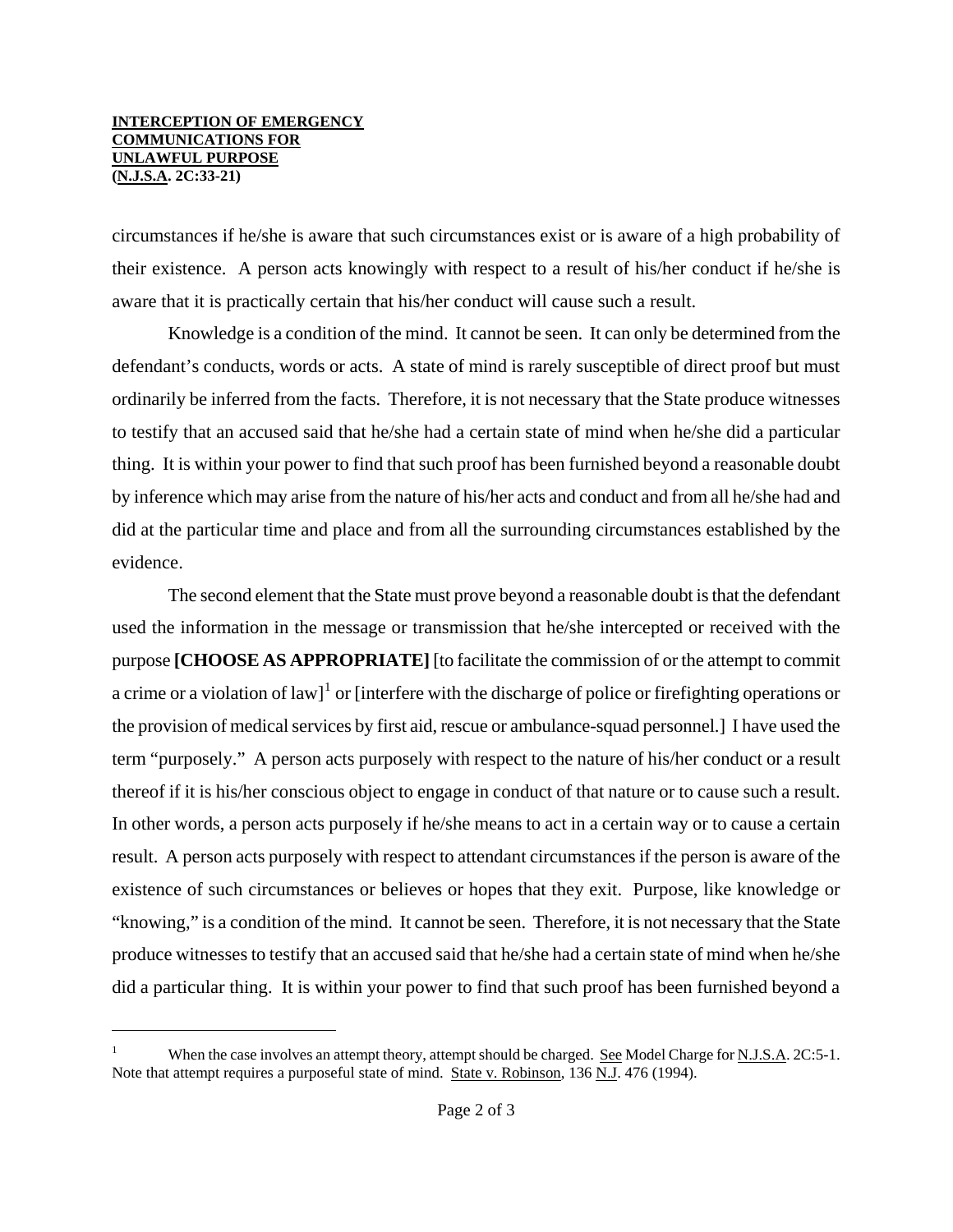circumstances if he/she is aware that such circumstances exist or is aware of a high probability of their existence. A person acts knowingly with respect to a result of his/her conduct if he/she is aware that it is practically certain that his/her conduct will cause such a result.

Knowledge is a condition of the mind. It cannot be seen. It can only be determined from the defendant's conducts, words or acts. A state of mind is rarely susceptible of direct proof but must ordinarily be inferred from the facts. Therefore, it is not necessary that the State produce witnesses to testify that an accused said that he/she had a certain state of mind when he/she did a particular thing. It is within your power to find that such proof has been furnished beyond a reasonable doubt by inference which may arise from the nature of his/her acts and conduct and from all he/she had and did at the particular time and place and from all the surrounding circumstances established by the evidence.

The second element that the State must prove beyond a reasonable doubt is that the defendant used the information in the message or transmission that he/she intercepted or received with the purpose **[CHOOSE AS APPROPRIATE]** [to facilitate the commission of or the attempt to commit a crime or a violation of law][1] or [interfere with the discharge of police or firefighting operations or the provision of medical services by first aid, rescue or ambulance-squad personnel.] I have used the term "purposely." A person acts purposely with respect to the nature of his/her conduct or a result thereof if it is his/her conscious object to engage in conduct of that nature or to cause such a result. In other words, a person acts purposely if he/she means to act in a certain way or to cause a certain result. A person acts purposely with respect to attendant circumstances if the person is aware of the existence of such circumstances or believes or hopes that they exit. Purpose, like knowledge or "knowing," is a condition of the mind. It cannot be seen. Therefore, it is not necessary that the State produce witnesses to testify that an accused said that he/she had a certain state of mind when he/she did a particular thing. It is within your power to find that such proof has been furnished beyond a

---

[1] When the case involves an attempt theory, attempt should be charged. See Model Charge for N.J.S.A. 2C:5-1. Note that attempt requires a purposeful state of mind. State v. Robinson, 136 N.J. 476 (1994).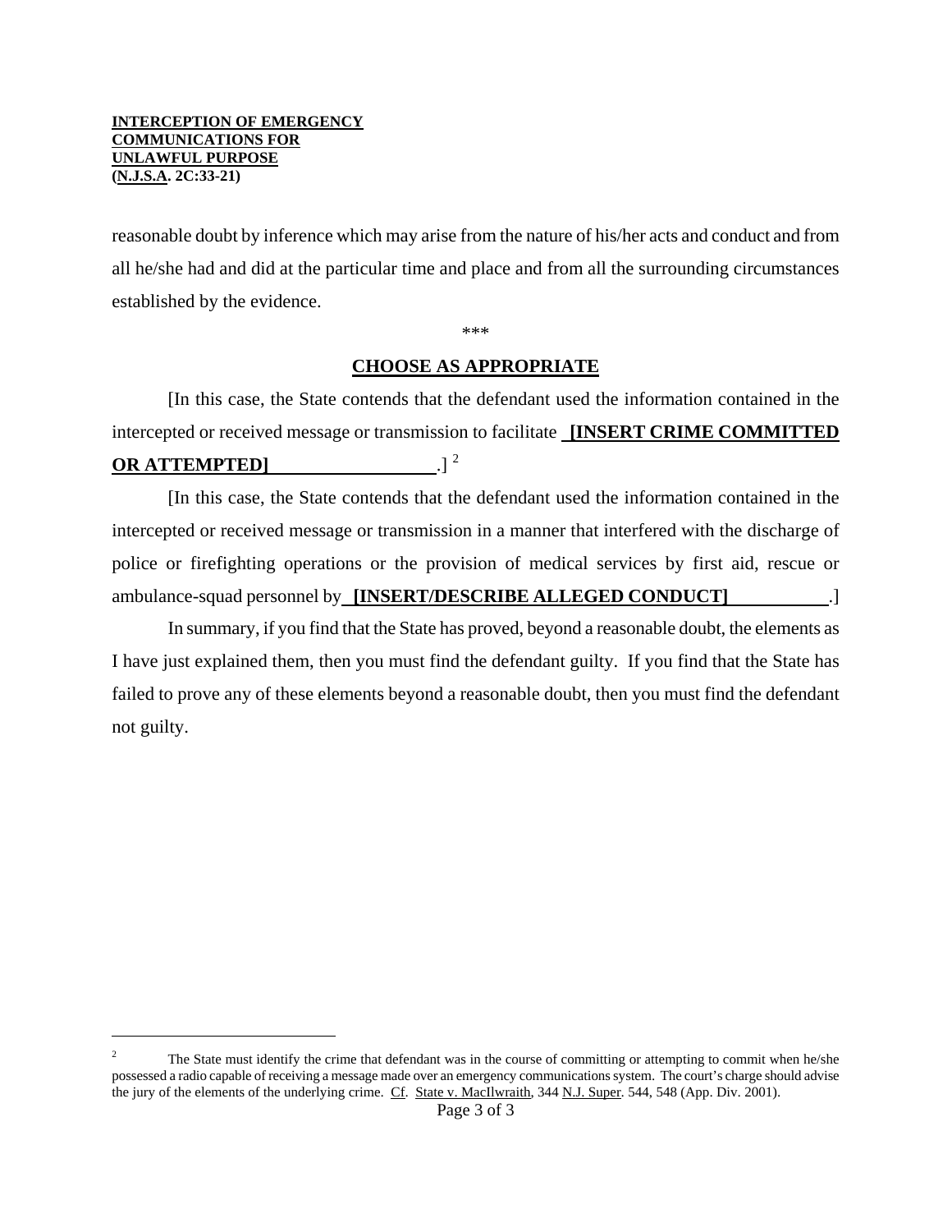reasonable doubt by inference which may arise from the nature of his/her acts and conduct and from all he/she had and did at the particular time and place and from all the surrounding circumstances established by the evidence.

***

## CHOOSE AS APPROPRIATE

[In this case, the State contends that the defendant used the information contained in the intercepted or received message or transmission to facilitate **[INSERT CRIME COMMITTED OR ATTEMPTED]** .] [2]

[In this case, the State contends that the defendant used the information contained in the intercepted or received message or transmission in a manner that interfered with the discharge of police or firefighting operations or the provision of medical services by first aid, rescue or ambulance-squad personnel by **[INSERT/DESCRIBE ALLEGED CONDUCT]** .]

In summary, if you find that the State has proved, beyond a reasonable doubt, the elements as I have just explained them, then you must find the defendant guilty. If you find that the State has failed to prove any of these elements beyond a reasonable doubt, then you must find the defendant not guilty.

---

[2] The State must identify the crime that defendant was in the course of committing or attempting to commit when he/she possessed a radio capable of receiving a message made over an emergency communications system. The court's charge should advise the jury of the elements of the underlying crime. Cf. State v. MacIlwraith, 344 N.J. Super. 544, 548 (App. Div. 2001).